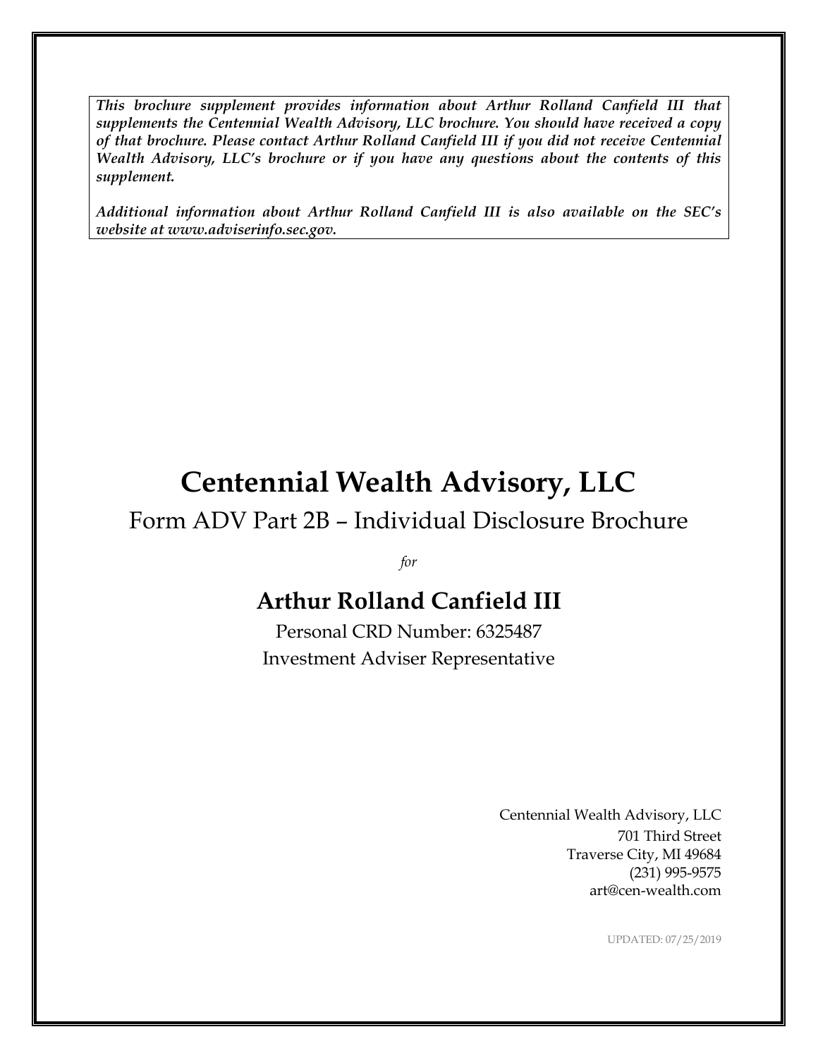***This brochure supplement provides information about Arthur Rolland Canfield III that supplements the Centennial Wealth Advisory, LLC brochure. You should have received a copy of that brochure. Please contact Arthur Rolland Canfield III if you did not receive Centennial Wealth Advisory, LLC's brochure or if you have any questions about the contents of this supplement.***

***Additional information about Arthur Rolland Canfield III is also available on the SEC's website at www.adviserinfo.sec.gov.***

# Centennial Wealth Advisory, LLC

## Form ADV Part 2B – Individual Disclosure Brochure

*for*

## Arthur Rolland Canfield III

Personal CRD Number: 6325487

Investment Adviser Representative

Centennial Wealth Advisory, LLC
701 Third Street
Traverse City, MI 49684
(231) 995-9575
art@cen-wealth.com

UPDATED: 07/25/2019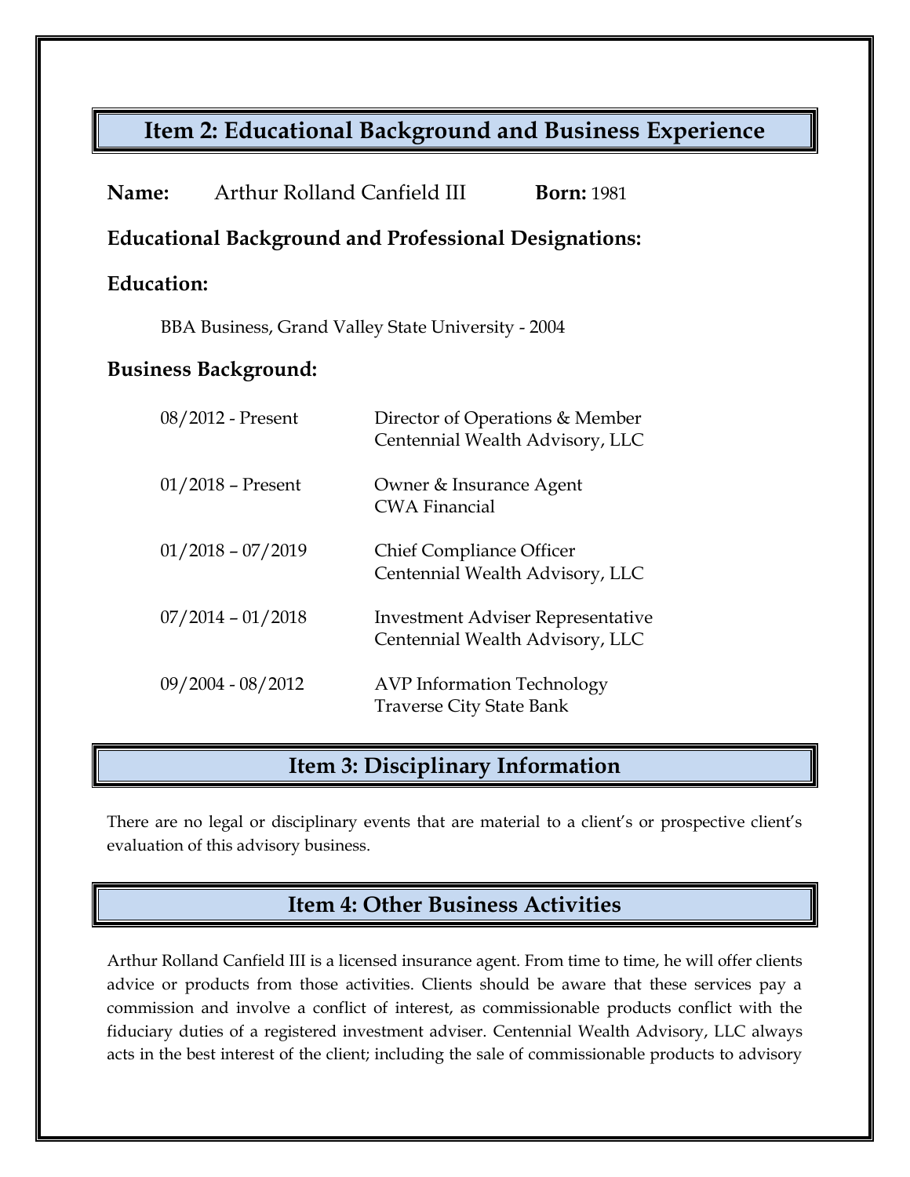## Item 2: Educational Background and Business Experience

**Name:** Arthur Rolland Canfield III **Born:** 1981

**Educational Background and Professional Designations:**

**Education:**

BBA Business, Grand Valley State University - 2004

**Business Background:**

| | |
|---|---|
| 08/2012 - Present | Director of Operations & Member<br>Centennial Wealth Advisory, LLC |
| 01/2018 – Present | Owner & Insurance Agent<br>CWA Financial |
| 01/2018 – 07/2019 | Chief Compliance Officer<br>Centennial Wealth Advisory, LLC |
| 07/2014 – 01/2018 | Investment Adviser Representative<br>Centennial Wealth Advisory, LLC |
| 09/2004 - 08/2012 | AVP Information Technology<br>Traverse City State Bank |

## Item 3: Disciplinary Information

There are no legal or disciplinary events that are material to a client's or prospective client's evaluation of this advisory business.

## Item 4: Other Business Activities

Arthur Rolland Canfield III is a licensed insurance agent. From time to time, he will offer clients advice or products from those activities. Clients should be aware that these services pay a commission and involve a conflict of interest, as commissionable products conflict with the fiduciary duties of a registered investment adviser. Centennial Wealth Advisory, LLC always acts in the best interest of the client; including the sale of commissionable products to advisory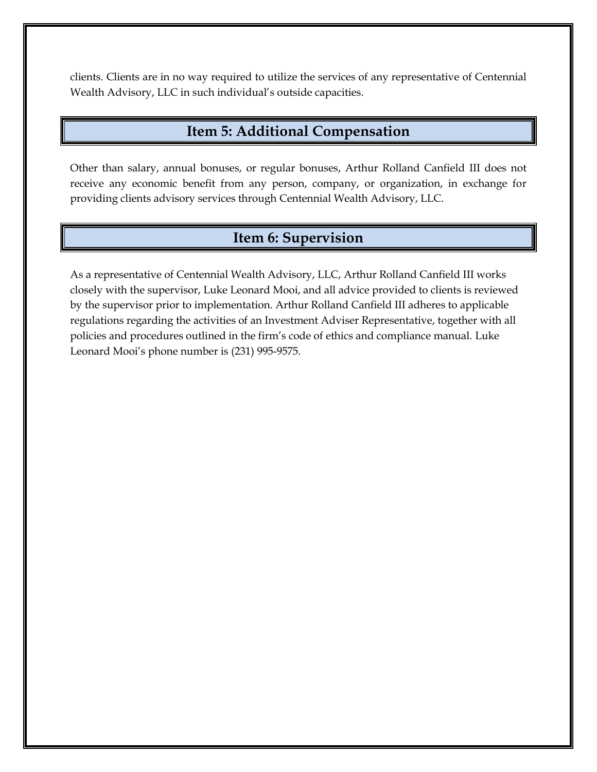clients. Clients are in no way required to utilize the services of any representative of Centennial Wealth Advisory, LLC in such individual's outside capacities.

## Item 5: Additional Compensation

Other than salary, annual bonuses, or regular bonuses, Arthur Rolland Canfield III does not receive any economic benefit from any person, company, or organization, in exchange for providing clients advisory services through Centennial Wealth Advisory, LLC.

## Item 6: Supervision

As a representative of Centennial Wealth Advisory, LLC, Arthur Rolland Canfield III works closely with the supervisor, Luke Leonard Mooi, and all advice provided to clients is reviewed by the supervisor prior to implementation. Arthur Rolland Canfield III adheres to applicable regulations regarding the activities of an Investment Adviser Representative, together with all policies and procedures outlined in the firm's code of ethics and compliance manual. Luke Leonard Mooi's phone number is (231) 995-9575.